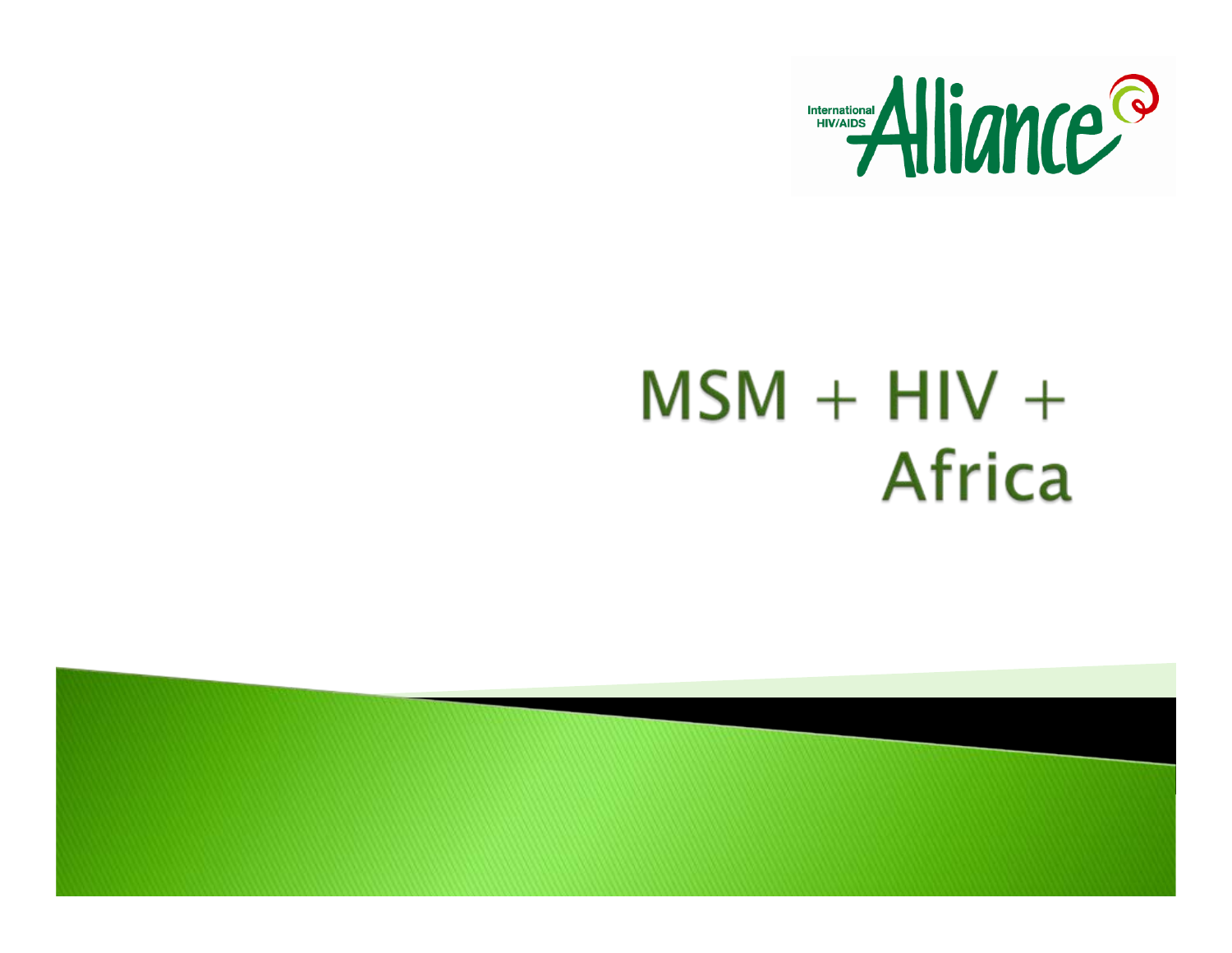International HIV/AIDS Alliance

# MSM + HIV + Africa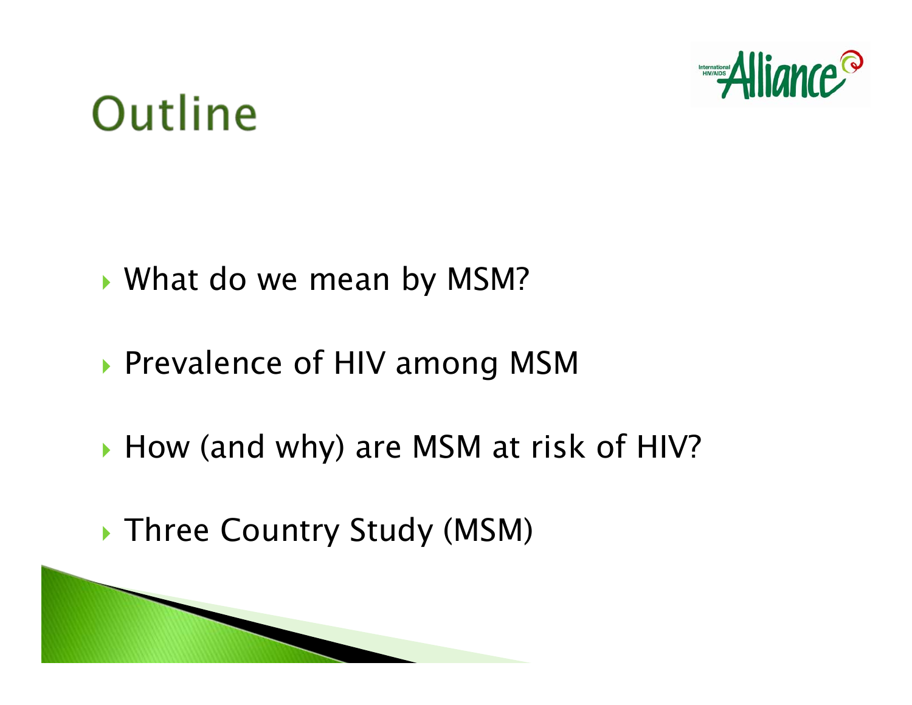# Outline

- What do we mean by MSM?
- Prevalence of HIV among MSM
- How (and why) are MSM at risk of HIV?
- Three Country Study (MSM)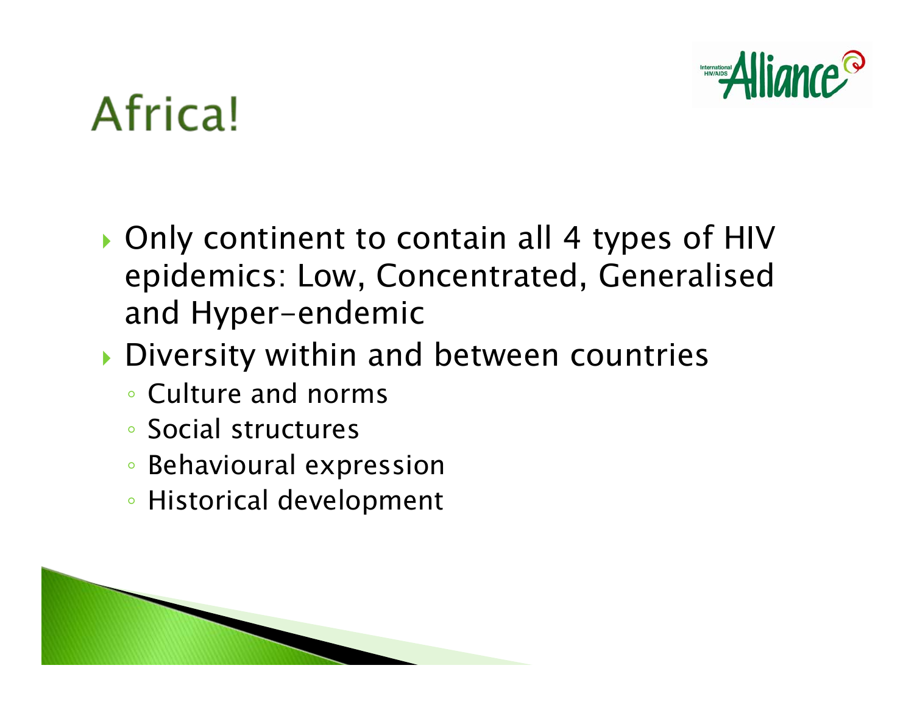# Africa!

- Only continent to contain all 4 types of HIV epidemics: Low, Concentrated, Generalised and Hyper-endemic
- Diversity within and between countries
  - Culture and norms
  - Social structures
  - Behavioural expression
  - Historical development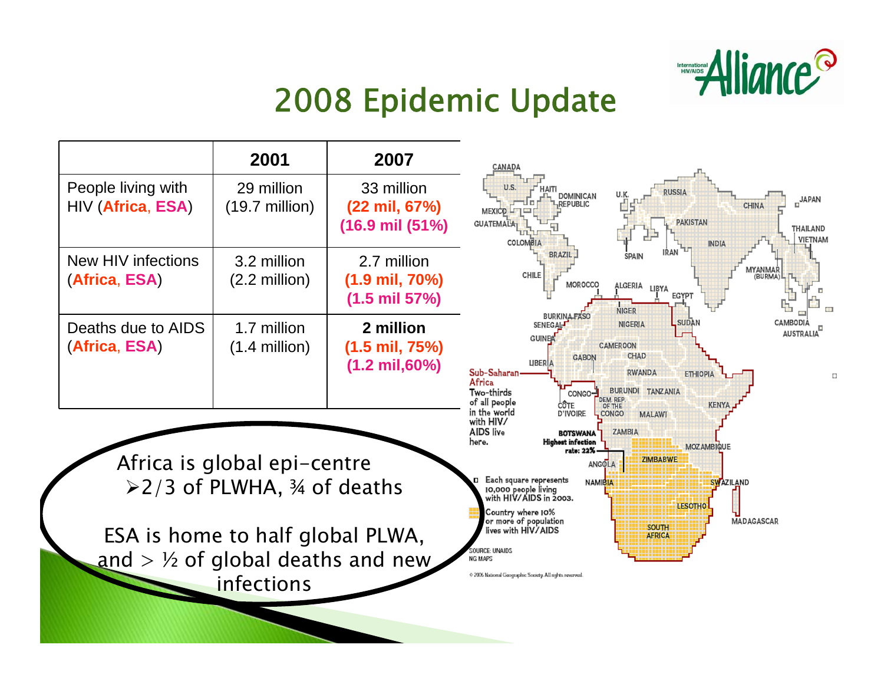# 2008 Epidemic Update

| | 2001 | 2007 |
|---|---|---|
| People living with HIV (**Africa**, **ESA**) | 29 million (19.7 million) | 33 million **(22 mil, 67%)** **(16.9 mil (51%)** |
| New HIV infections (**Africa**, **ESA**) | 3.2 million (2.2 million) | 2.7 million **(1.9 mil, 70%)** **(1.5 mil 57%)** |
| Deaths due to AIDS (**Africa**, **ESA**) | 1.7 million (1.4 million) | **2 million** **(1.5 mil, 75%)** **(1.2 mil,60%)** |

Africa is global epi-centre

- 2/3 of PLWHA, ¾ of deaths

ESA is home to half global PLWA, and > ½ of global deaths and new infections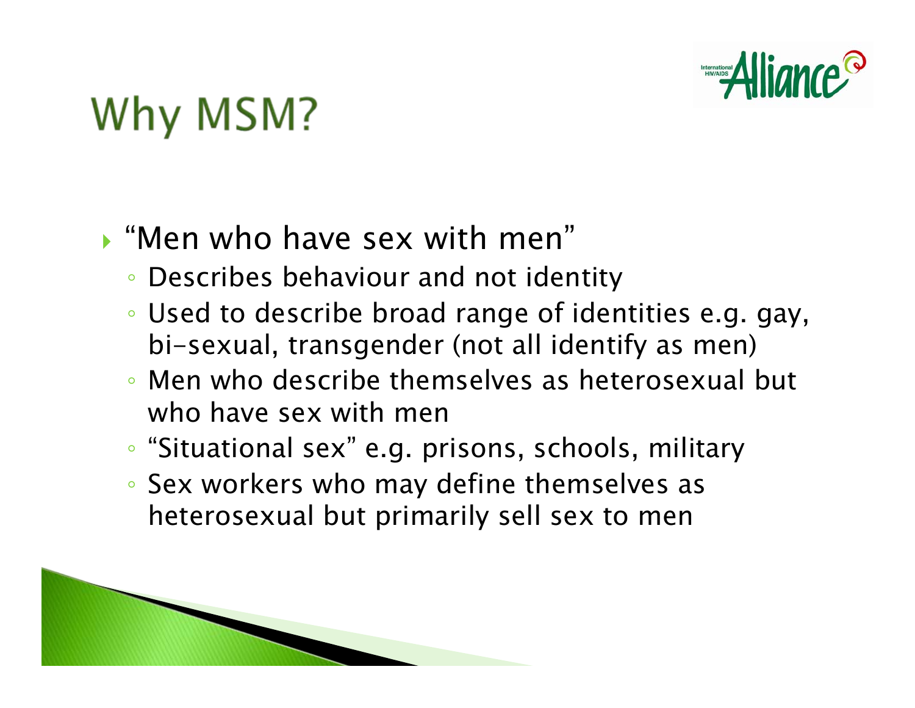# Why MSM?

- "Men who have sex with men"
  - Describes behaviour and not identity
  - Used to describe broad range of identities e.g. gay, bi-sexual, transgender (not all identify as men)
  - Men who describe themselves as heterosexual but who have sex with men
  - "Situational sex" e.g. prisons, schools, military
  - Sex workers who may define themselves as heterosexual but primarily sell sex to men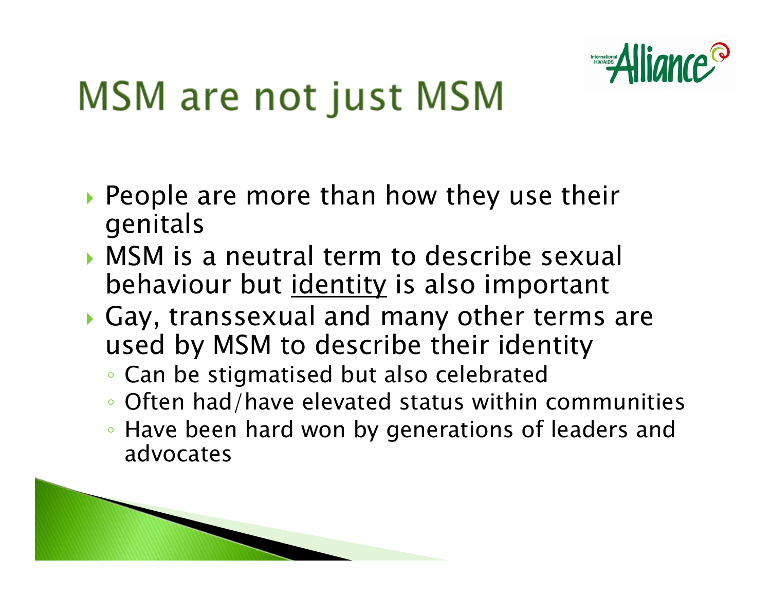# MSM are not just MSM

- People are more than how they use their genitals
- MSM is a neutral term to describe sexual behaviour but <u>identity</u> is also important
- Gay, transsexual and many other terms are used by MSM to describe their identity
  - Can be stigmatised but also celebrated
  - Often had/have elevated status within communities
  - Have been hard won by generations of leaders and advocates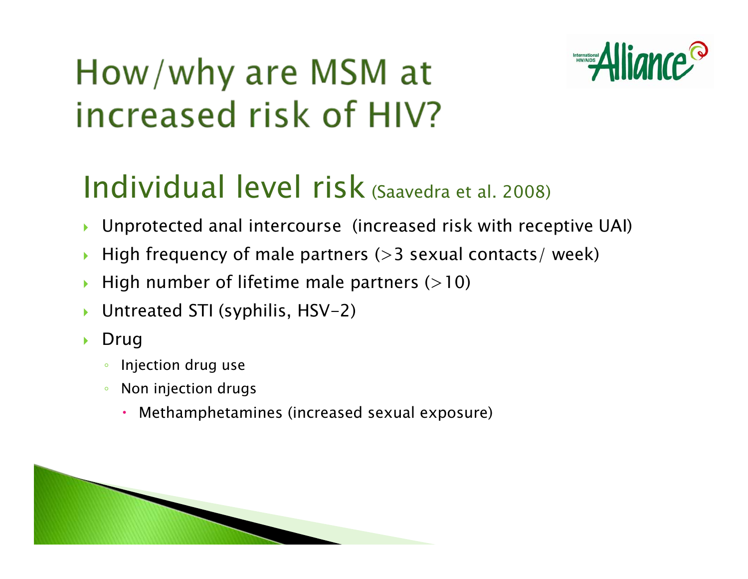# How/why are MSM at increased risk of HIV?

## Individual level risk (Saavedra et al. 2008)

- Unprotected anal intercourse (increased risk with receptive UAI)
- High frequency of male partners (>3 sexual contacts/ week)
- High number of lifetime male partners (>10)
- Untreated STI (syphilis, HSV-2)
- Drug
  - Injection drug use
  - Non injection drugs
    - Methamphetamines (increased sexual exposure)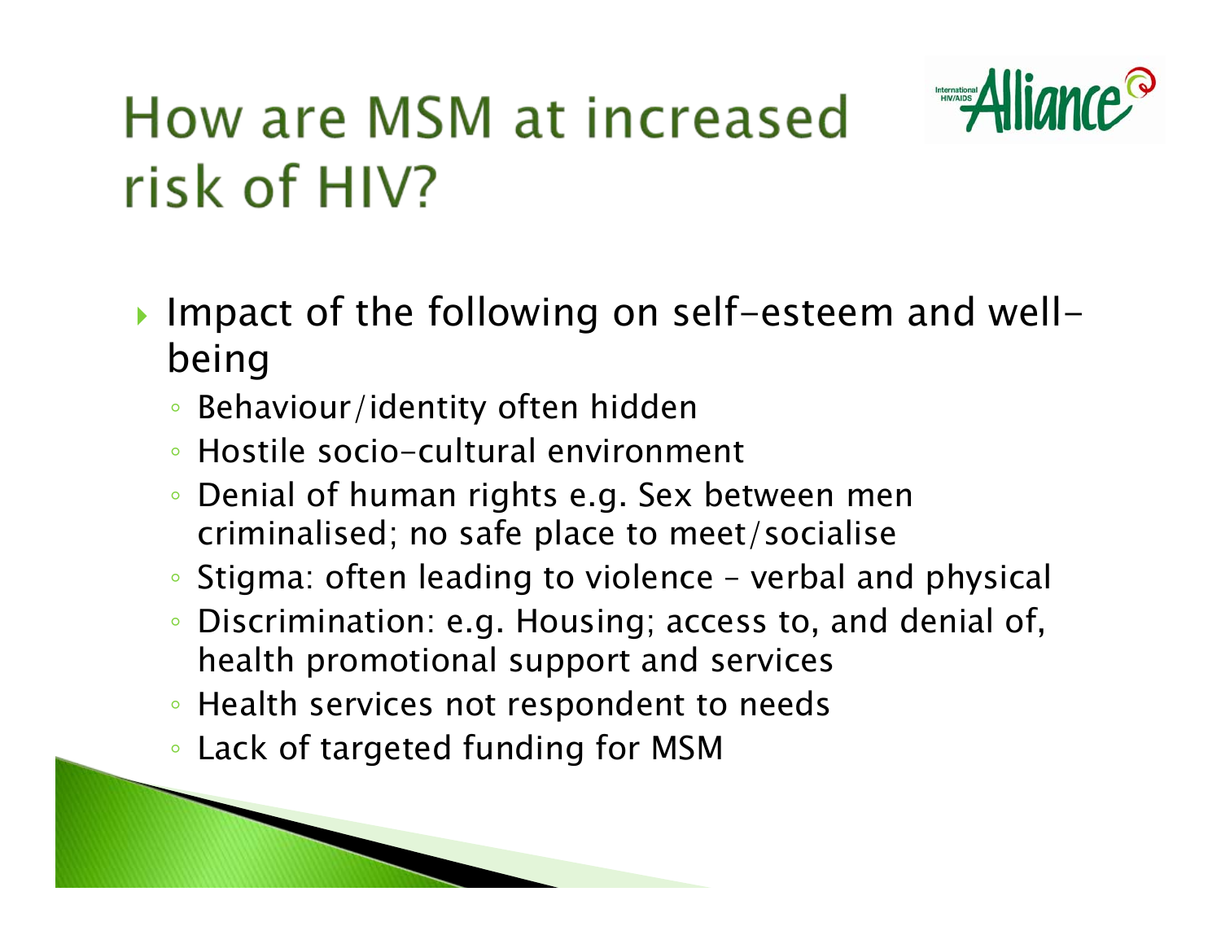# How are MSM at increased risk of HIV?

- Impact of the following on self-esteem and well-being
  - Behaviour/identity often hidden
  - Hostile socio-cultural environment
  - Denial of human rights e.g. Sex between men criminalised; no safe place to meet/socialise
  - Stigma: often leading to violence – verbal and physical
  - Discrimination: e.g. Housing; access to, and denial of, health promotional support and services
  - Health services not respondent to needs
  - Lack of targeted funding for MSM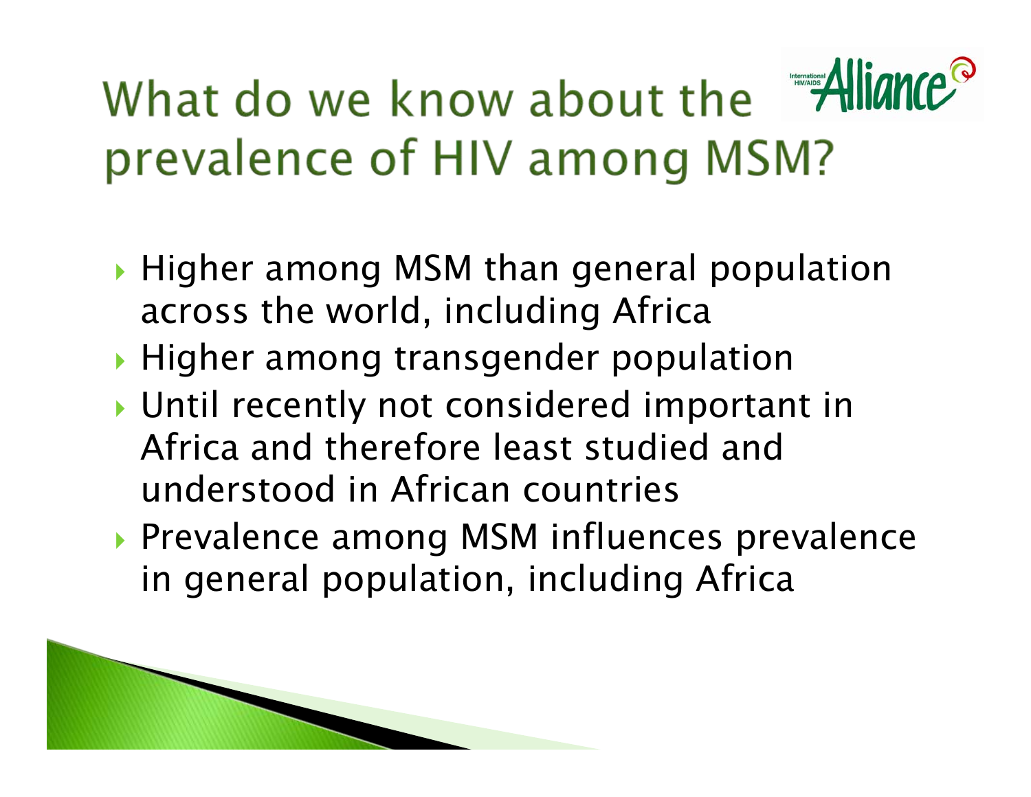# What do we know about the prevalence of HIV among MSM?

- Higher among MSM than general population across the world, including Africa
- Higher among transgender population
- Until recently not considered important in Africa and therefore least studied and understood in African countries
- Prevalence among MSM influences prevalence in general population, including Africa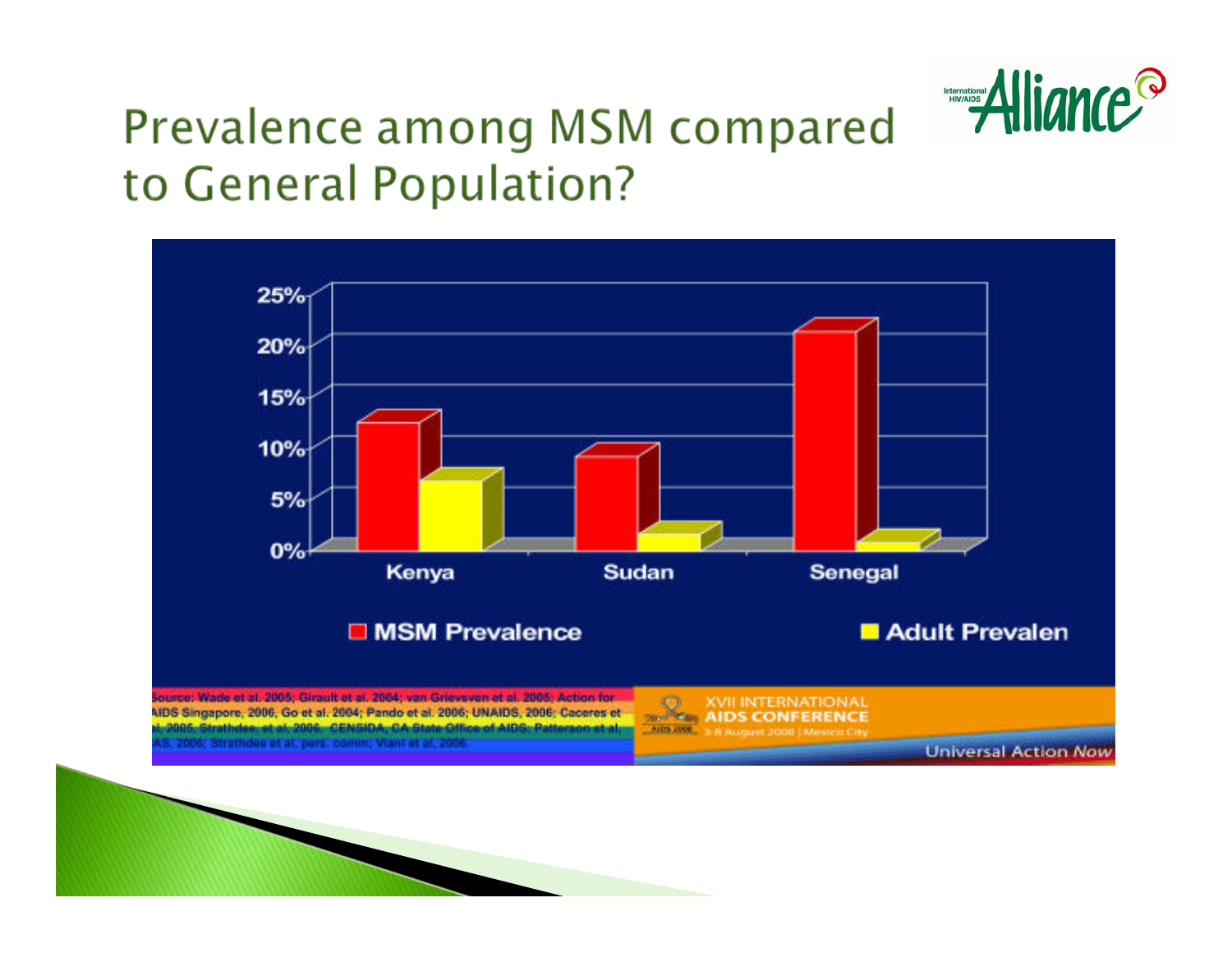# Prevalence among MSM compared to General Population?

| | MSM Prevalence | Adult Prevalen |
|---|---|---|
| Kenya | | |
| Sudan | | |
| Senegal | | |

Source: Wade et al. 2005; Girault et al. 2004; van Griensven et al. 2005; Action for AIDS Singapore, 2006; Go et al. 2004; Pando et al. 2006; UNAIDS, 2006; Caceres et al. 2005; Strathdee, et al. 2006. CENSIDA, CA State Office of AIDS; Patterson et al. IAS, 2006; Strathdee et al, pers. comm; Viani et al. 2006.

XVII INTERNATIONAL AIDS CONFERENCE 3-8 August 2008 | Mexico City

Universal Action Now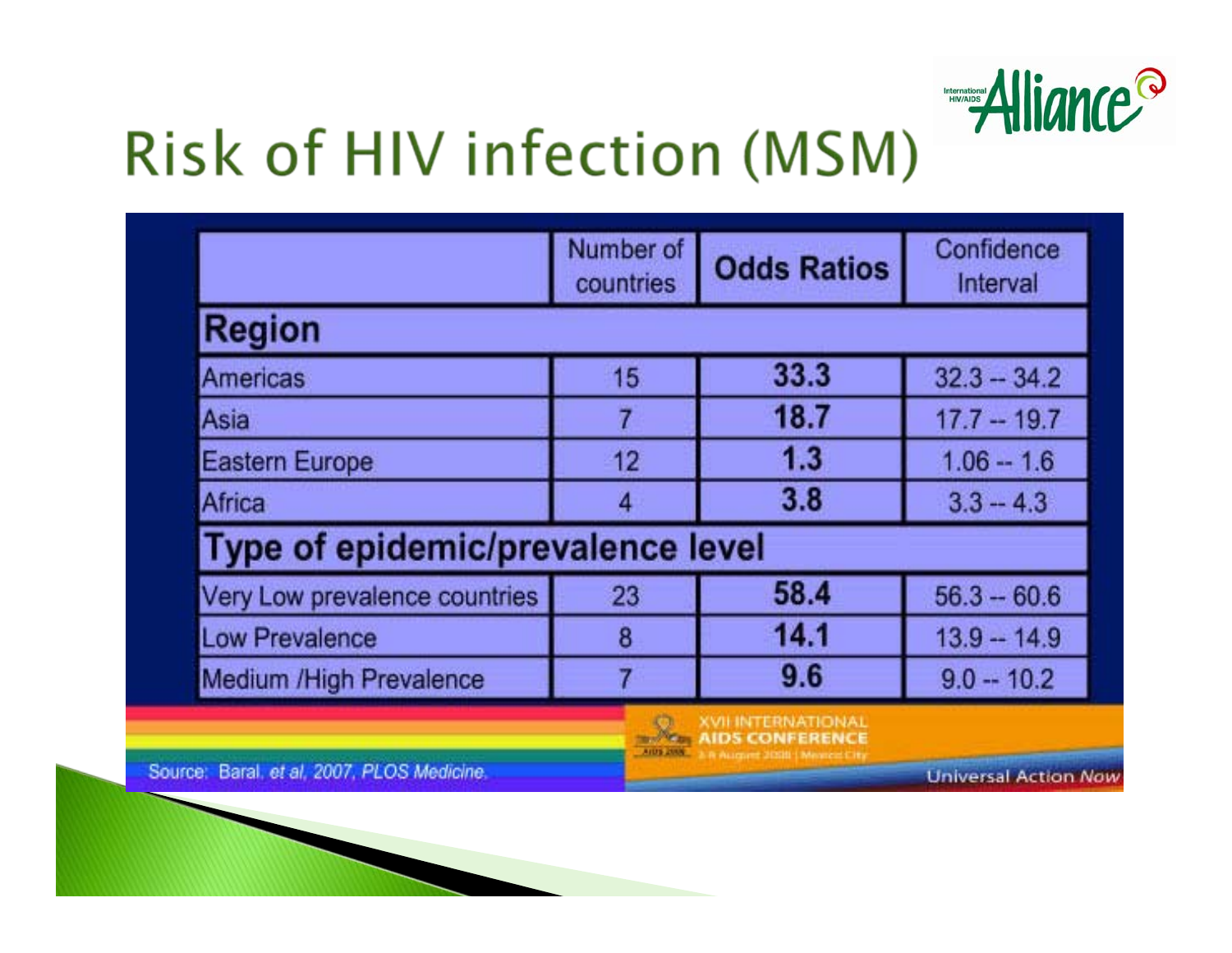# Risk of HIV infection (MSM)

| | Number of countries | Odds Ratios | Confidence Interval |
|---|---|---|---|
| **Region** | | | |
| Americas | 15 | **33.3** | 32.3 -- 34.2 |
| Asia | 7 | **18.7** | 17.7 -- 19.7 |
| Eastern Europe | 12 | **1.3** | 1.06 -- 1.6 |
| Africa | 4 | **3.8** | 3.3 -- 4.3 |
| **Type of epidemic/prevalence level** | | | |
| Very Low prevalence countries | 23 | **58.4** | 56.3 -- 60.6 |
| Low Prevalence | 8 | **14.1** | 13.9 -- 14.9 |
| Medium /High Prevalence | 7 | **9.6** | 9.0 -- 10.2 |

Source: Baral. *et al*, 2007, *PLOS Medicine.*

XVII INTERNATIONAL AIDS CONFERENCE

Universal Action Now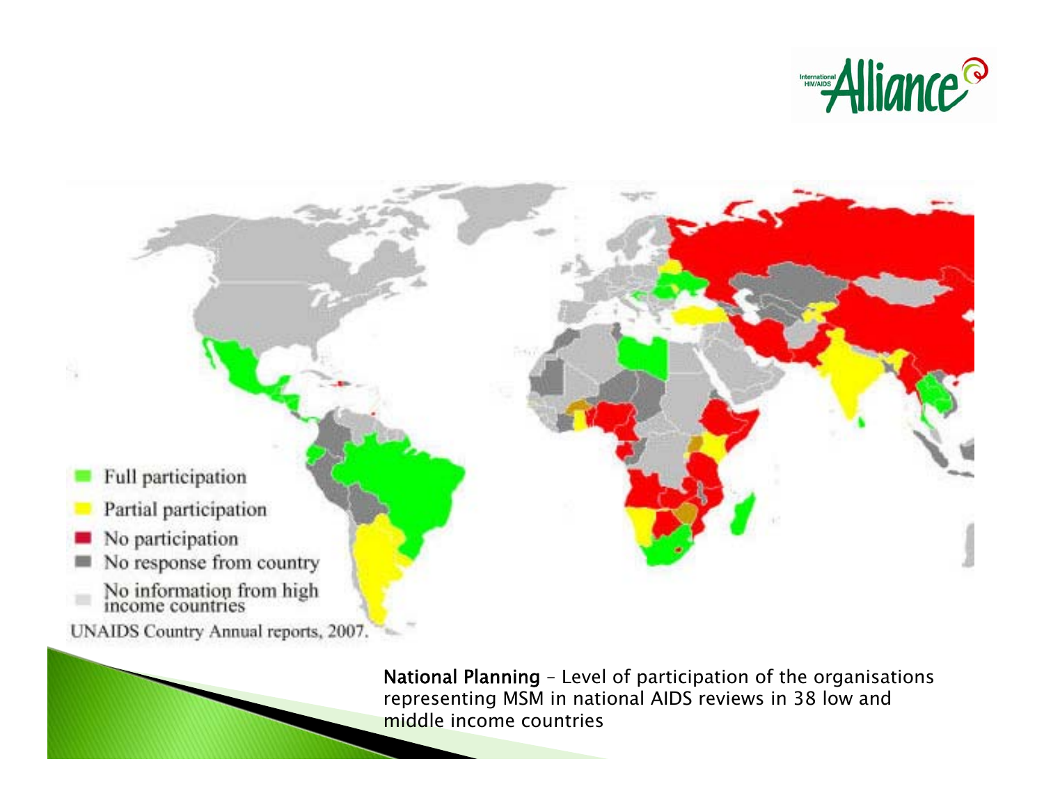Full participation

Partial participation

No participation

No response from country

No information from high income countries

UNAIDS Country Annual reports, 2007.

**National Planning** – Level of participation of the organisations representing MSM in national AIDS reviews in 38 low and middle income countries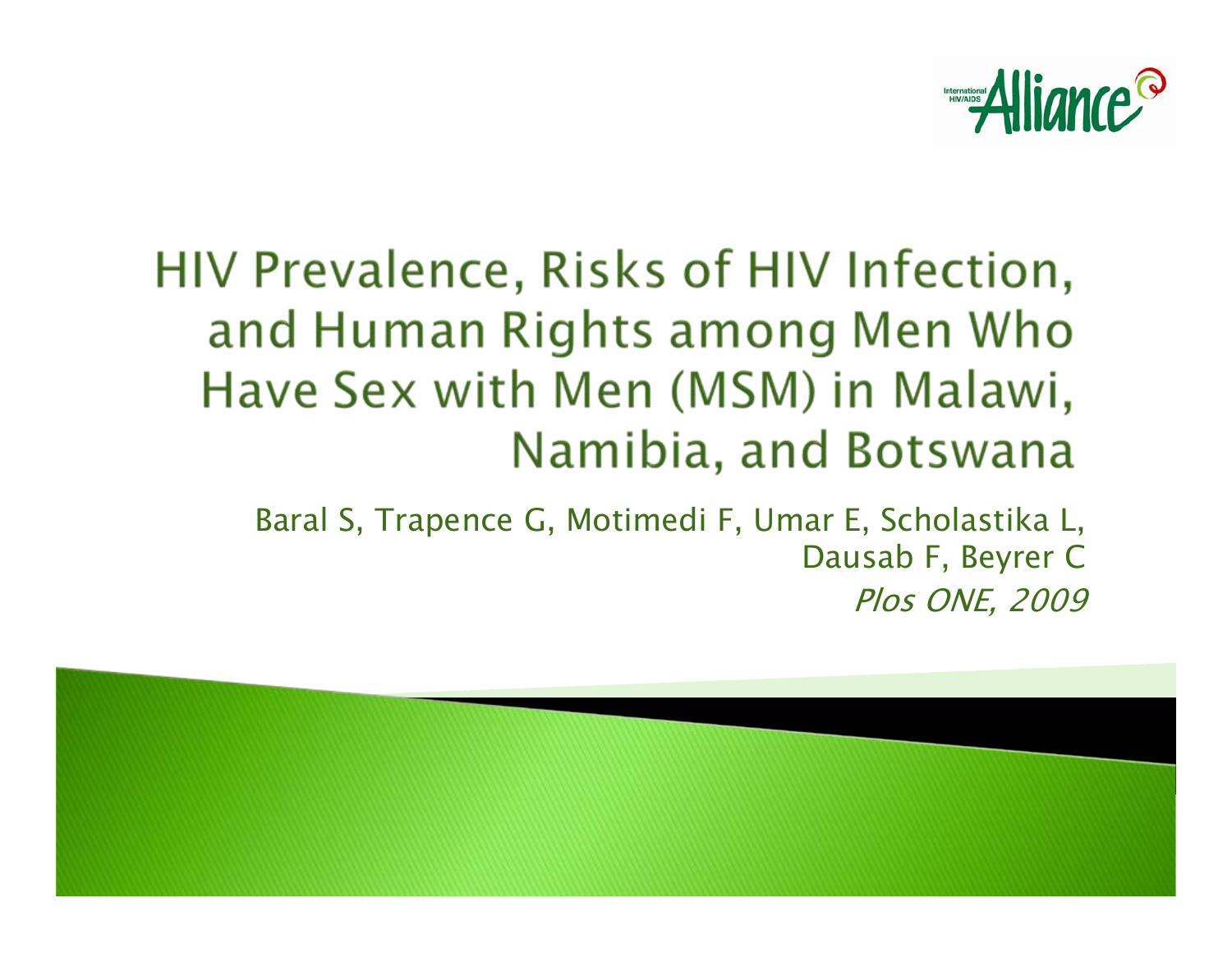# HIV Prevalence, Risks of HIV Infection, and Human Rights among Men Who Have Sex with Men (MSM) in Malawi, Namibia, and Botswana

Baral S, Trapence G, Motimedi F, Umar E, Scholastika L, Dausab F, Beyrer C

*Plos ONE, 2009*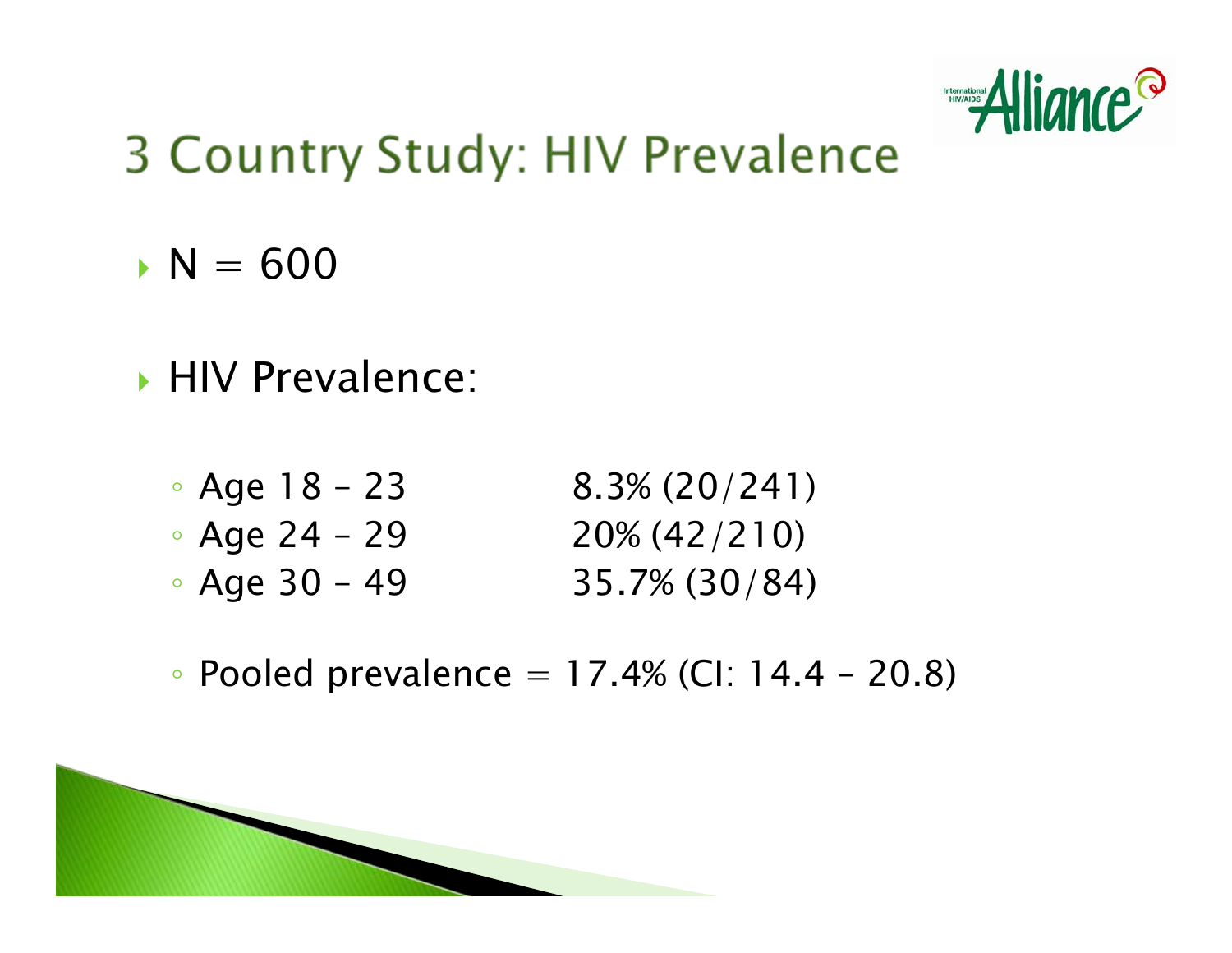# 3 Country Study: HIV Prevalence

- N = 600
- HIV Prevalence:
  - Age 18 – 23 8.3% (20/241)
  - Age 24 – 29 20% (42/210)
  - Age 30 – 49 35.7% (30/84)
  - Pooled prevalence = 17.4% (CI: 14.4 – 20.8)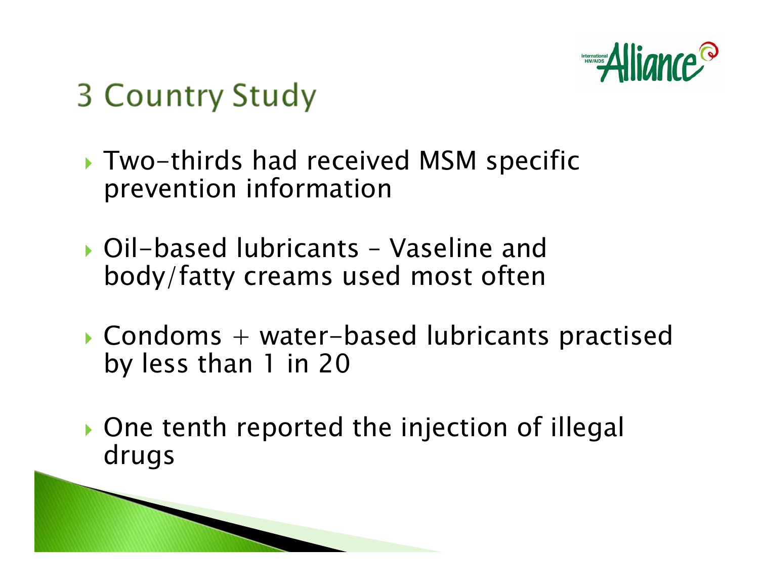# 3 Country Study

- Two-thirds had received MSM specific prevention information
- Oil-based lubricants – Vaseline and body/fatty creams used most often
- Condoms + water-based lubricants practised by less than 1 in 20
- One tenth reported the injection of illegal drugs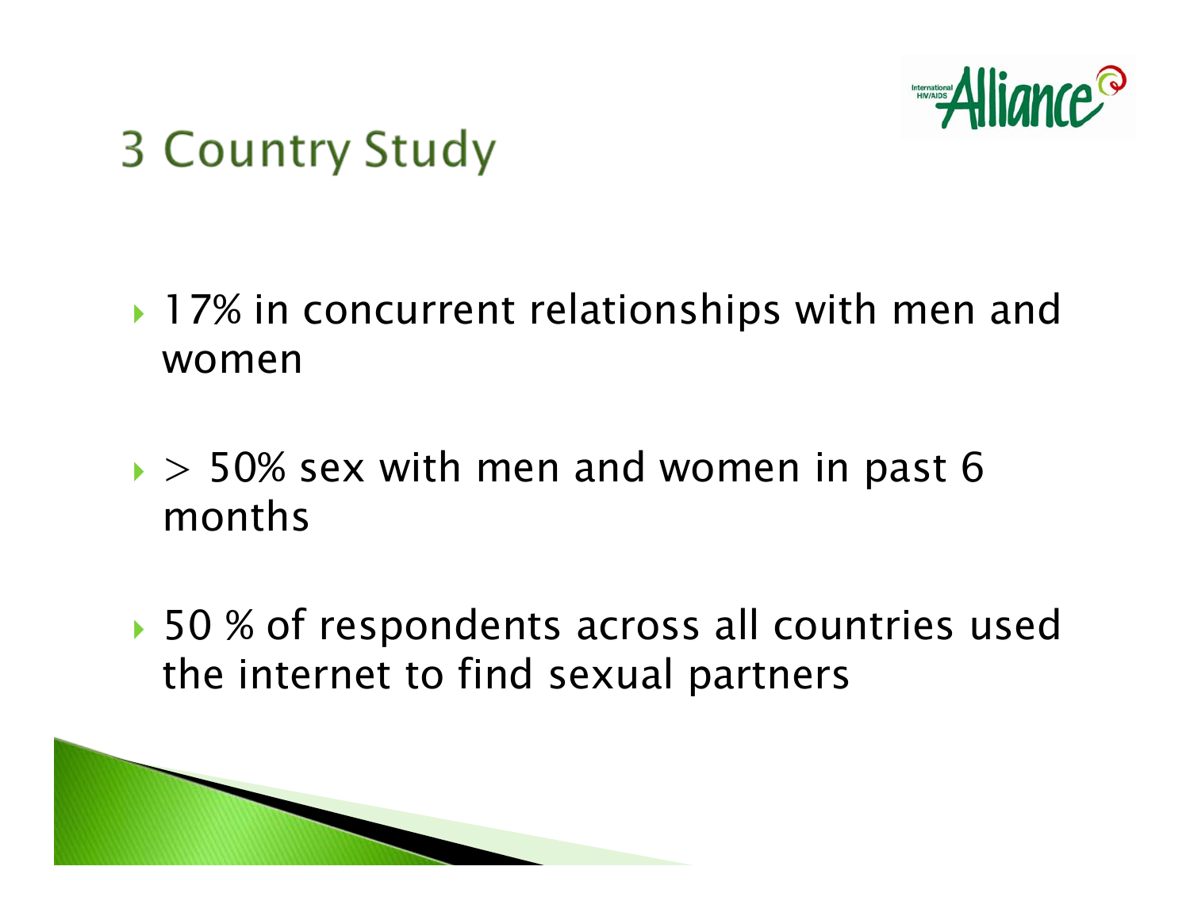# 3 Country Study

- 17% in concurrent relationships with men and women
- > 50% sex with men and women in past 6 months
- 50 % of respondents across all countries used the internet to find sexual partners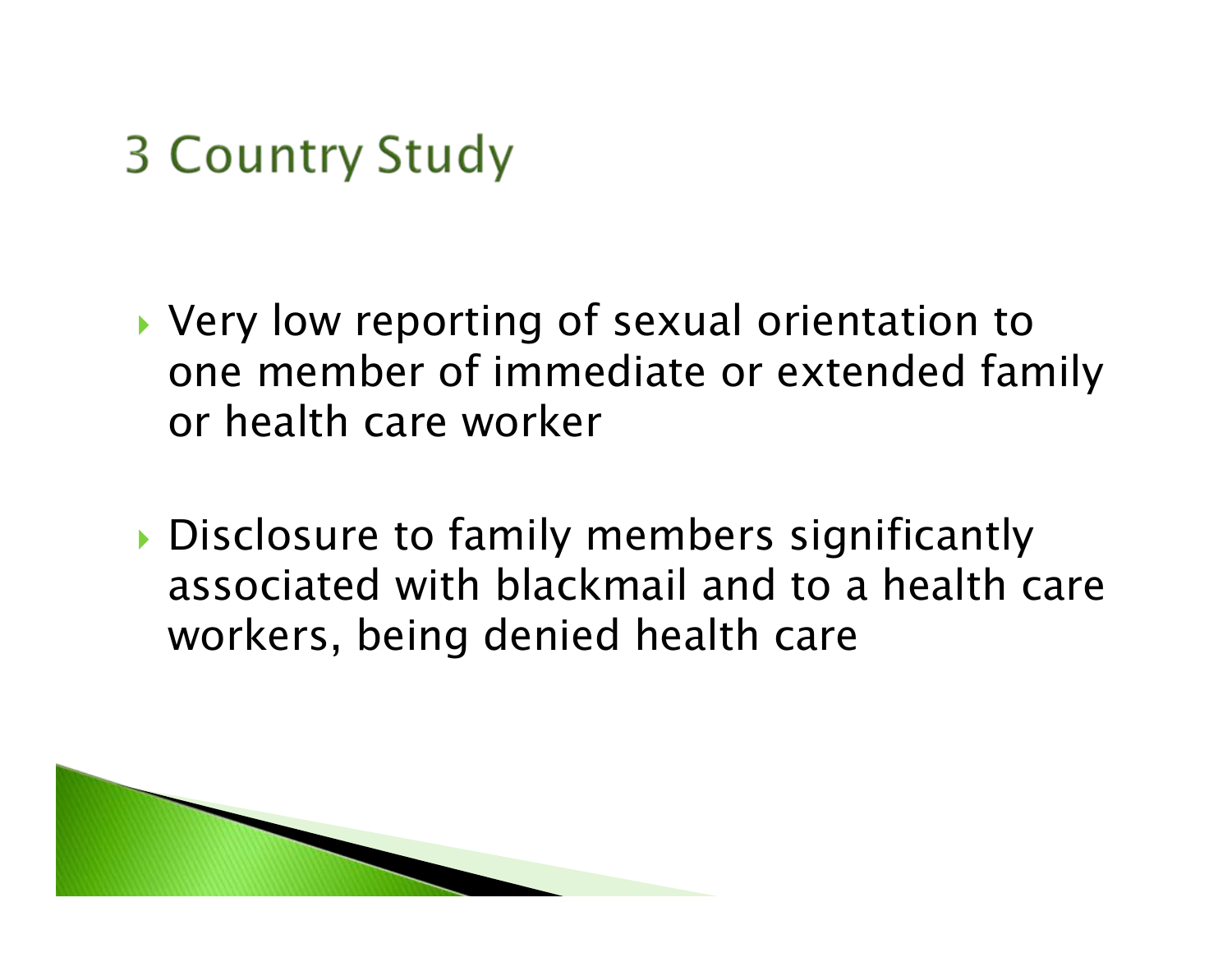# 3 Country Study

- Very low reporting of sexual orientation to one member of immediate or extended family or health care worker
- Disclosure to family members significantly associated with blackmail and to a health care workers, being denied health care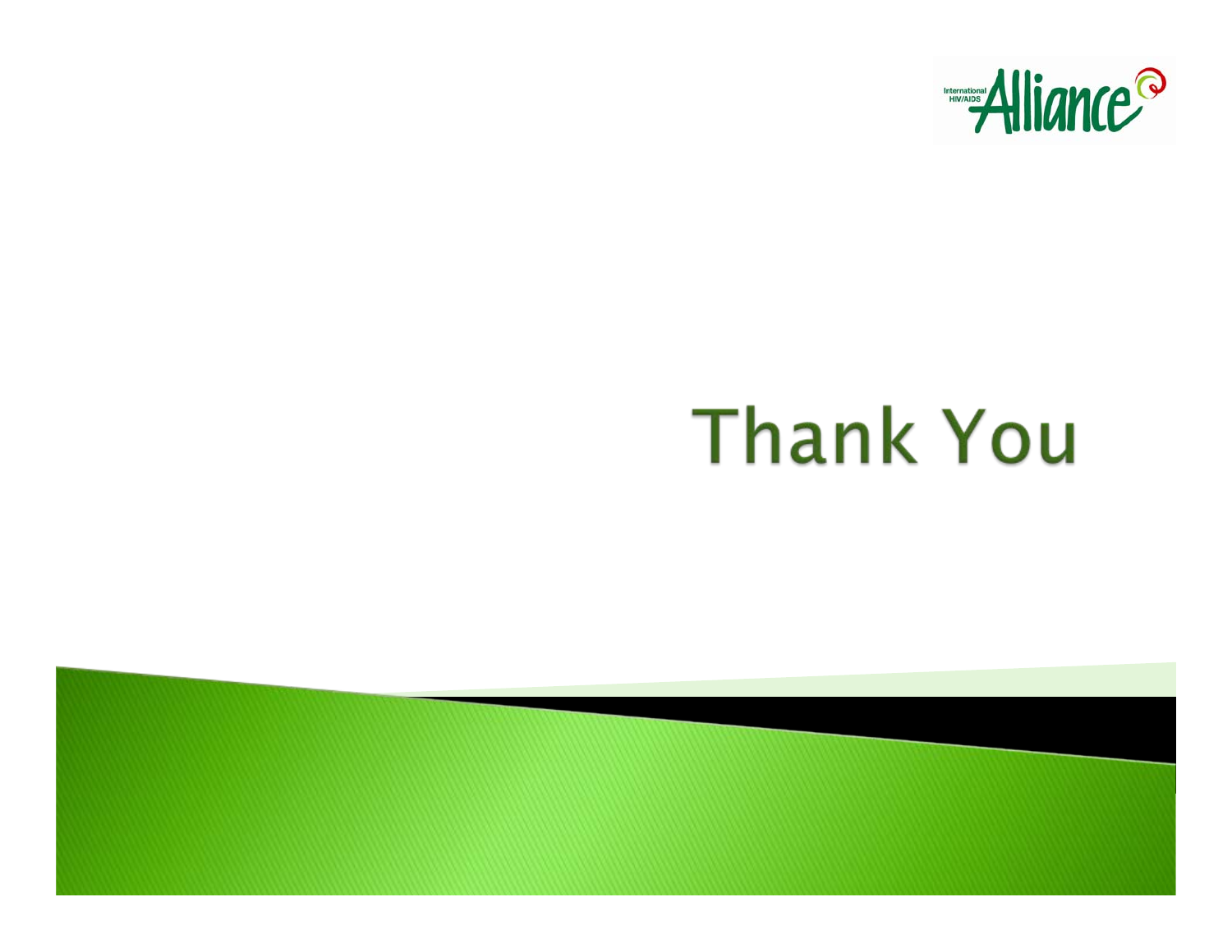# Thank You